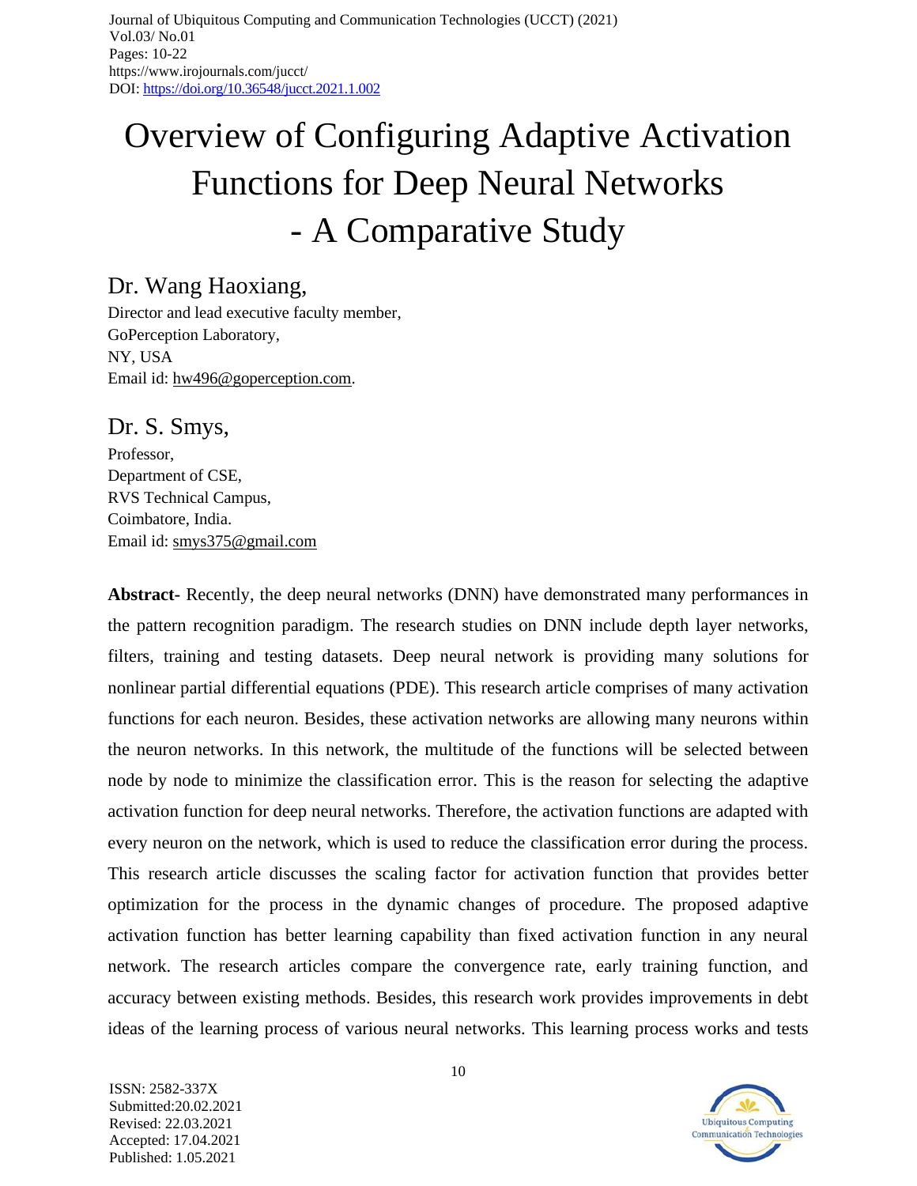# Overview of Configuring Adaptive Activation Functions for Deep Neural Networks - A Comparative Study

## Dr. Wang Haoxiang,

Director and lead executive faculty member,
GoPerception Laboratory,
NY, USA
Email id: hw496@goperception.com.

## Dr. S. Smys,

Professor,
Department of CSE,
RVS Technical Campus,
Coimbatore, India.
Email id: smys375@gmail.com

**Abstract-** Recently, the deep neural networks (DNN) have demonstrated many performances in the pattern recognition paradigm. The research studies on DNN include depth layer networks, filters, training and testing datasets. Deep neural network is providing many solutions for nonlinear partial differential equations (PDE). This research article comprises of many activation functions for each neuron. Besides, these activation networks are allowing many neurons within the neuron networks. In this network, the multitude of the functions will be selected between node by node to minimize the classification error. This is the reason for selecting the adaptive activation function for deep neural networks. Therefore, the activation functions are adapted with every neuron on the network, which is used to reduce the classification error during the process. This research article discusses the scaling factor for activation function that provides better optimization for the process in the dynamic changes of procedure. The proposed adaptive activation function has better learning capability than fixed activation function in any neural network. The research articles compare the convergence rate, early training function, and accuracy between existing methods. Besides, this research work provides improvements in debt ideas of the learning process of various neural networks. This learning process works and tests

ISSN: 2582-337X
Submitted:20.02.2021
Revised: 22.03.2021
Accepted: 17.04.2021
Published: 1.05.2021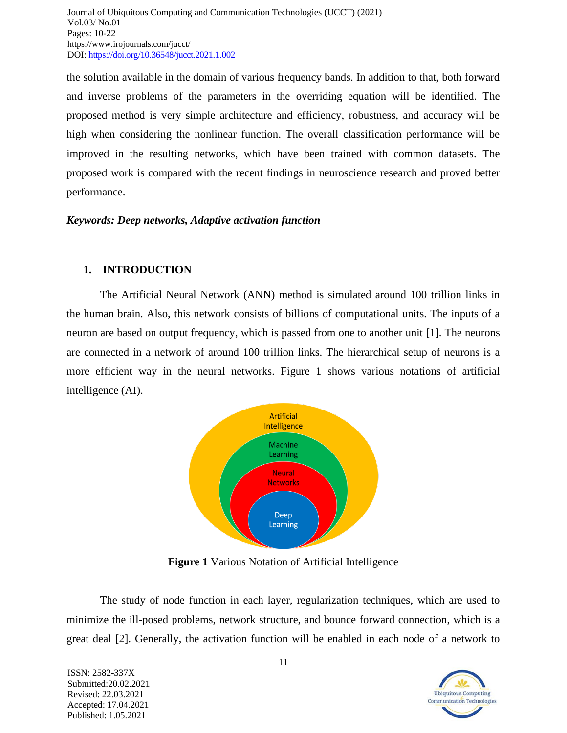the solution available in the domain of various frequency bands. In addition to that, both forward and inverse problems of the parameters in the overriding equation will be identified. The proposed method is very simple architecture and efficiency, robustness, and accuracy will be high when considering the nonlinear function. The overall classification performance will be improved in the resulting networks, which have been trained with common datasets. The proposed work is compared with the recent findings in neuroscience research and proved better performance.

***Keywords: Deep networks, Adaptive activation function***

## 1. INTRODUCTION

The Artificial Neural Network (ANN) method is simulated around 100 trillion links in the human brain. Also, this network consists of billions of computational units. The inputs of a neuron are based on output frequency, which is passed from one to another unit [1]. The neurons are connected in a network of around 100 trillion links. The hierarchical setup of neurons is a more efficient way in the neural networks. Figure 1 shows various notations of artificial intelligence (AI).

Artificial Intelligence

Machine Learning

Neural Networks

Deep Learning

**Figure 1** Various Notation of Artificial Intelligence

The study of node function in each layer, regularization techniques, which are used to minimize the ill-posed problems, network structure, and bounce forward connection, which is a great deal [2]. Generally, the activation function will be enabled in each node of a network to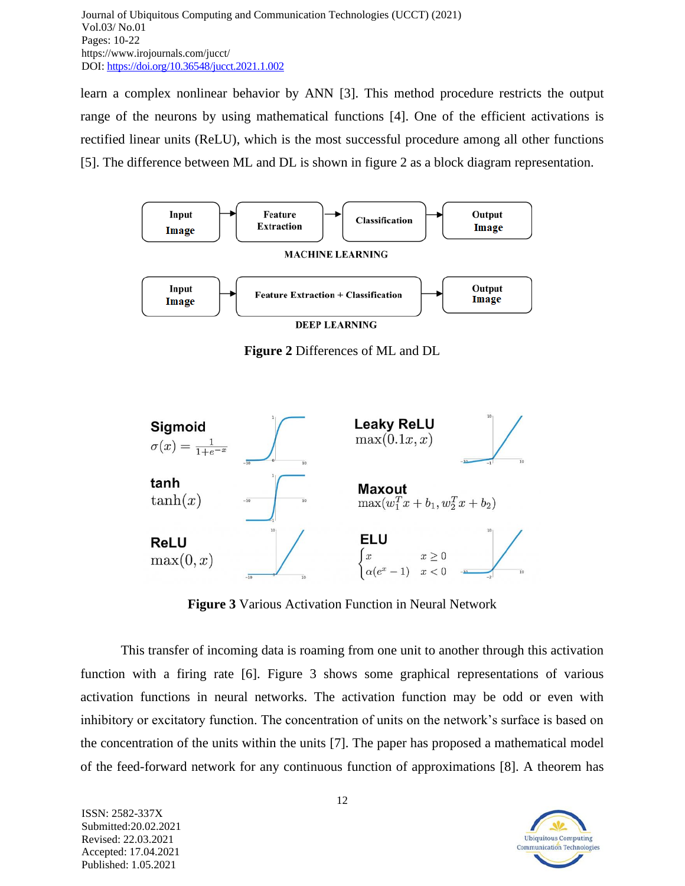learn a complex nonlinear behavior by ANN [3]. This method procedure restricts the output range of the neurons by using mathematical functions [4]. One of the efficient activations is rectified linear units (ReLU), which is the most successful procedure among all other functions [5]. The difference between ML and DL is shown in figure 2 as a block diagram representation.

**Figure 2** Differences of ML and DL

**Figure 3** Various Activation Function in Neural Network

This transfer of incoming data is roaming from one unit to another through this activation function with a firing rate [6]. Figure 3 shows some graphical representations of various activation functions in neural networks. The activation function may be odd or even with inhibitory or excitatory function. The concentration of units on the network's surface is based on the concentration of the units within the units [7]. The paper has proposed a mathematical model of the feed-forward network for any continuous function of approximations [8]. A theorem has

ISSN: 2582-337X
Submitted:20.02.2021
Revised: 22.03.2021
Accepted: 17.04.2021
Published: 1.05.2021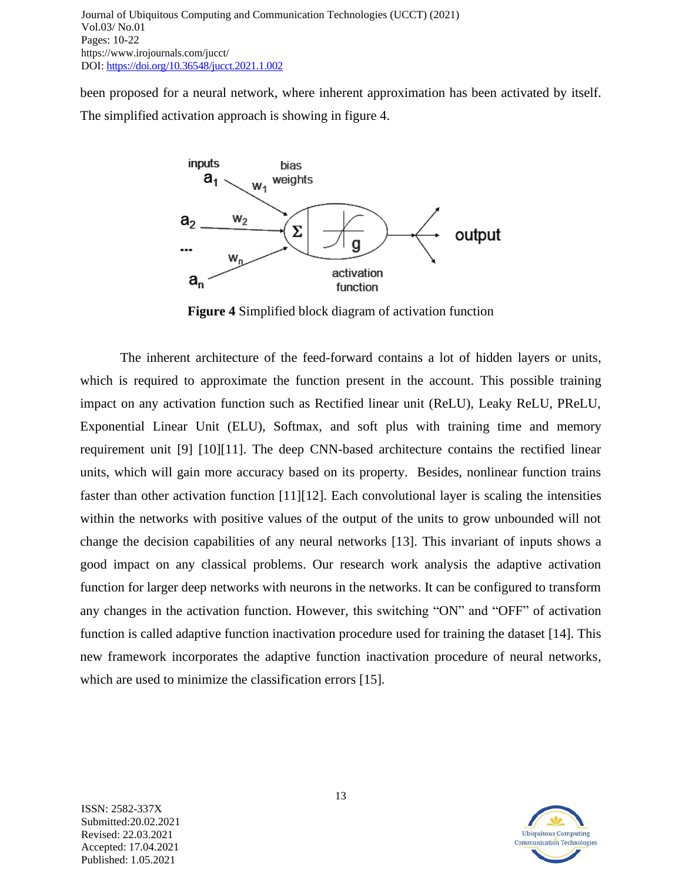been proposed for a neural network, where inherent approximation has been activated by itself. The simplified activation approach is showing in figure 4.

**Figure 4** Simplified block diagram of activation function

The inherent architecture of the feed-forward contains a lot of hidden layers or units, which is required to approximate the function present in the account. This possible training impact on any activation function such as Rectified linear unit (ReLU), Leaky ReLU, PReLU, Exponential Linear Unit (ELU), Softmax, and soft plus with training time and memory requirement unit [9] [10][11]. The deep CNN-based architecture contains the rectified linear units, which will gain more accuracy based on its property. Besides, nonlinear function trains faster than other activation function [11][12]. Each convolutional layer is scaling the intensities within the networks with positive values of the output of the units to grow unbounded will not change the decision capabilities of any neural networks [13]. This invariant of inputs shows a good impact on any classical problems. Our research work analysis the adaptive activation function for larger deep networks with neurons in the networks. It can be configured to transform any changes in the activation function. However, this switching "ON" and "OFF" of activation function is called adaptive function inactivation procedure used for training the dataset [14]. This new framework incorporates the adaptive function inactivation procedure of neural networks, which are used to minimize the classification errors [15].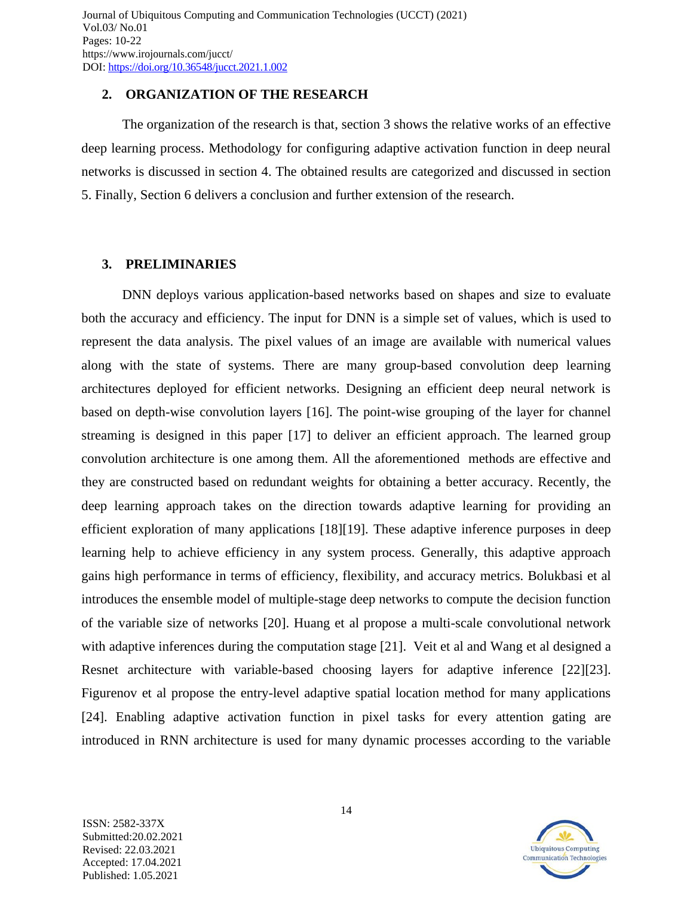## 2. ORGANIZATION OF THE RESEARCH

The organization of the research is that, section 3 shows the relative works of an effective deep learning process. Methodology for configuring adaptive activation function in deep neural networks is discussed in section 4. The obtained results are categorized and discussed in section 5. Finally, Section 6 delivers a conclusion and further extension of the research.

## 3. PRELIMINARIES

DNN deploys various application-based networks based on shapes and size to evaluate both the accuracy and efficiency. The input for DNN is a simple set of values, which is used to represent the data analysis. The pixel values of an image are available with numerical values along with the state of systems. There are many group-based convolution deep learning architectures deployed for efficient networks. Designing an efficient deep neural network is based on depth-wise convolution layers [16]. The point-wise grouping of the layer for channel streaming is designed in this paper [17] to deliver an efficient approach. The learned group convolution architecture is one among them. All the aforementioned methods are effective and they are constructed based on redundant weights for obtaining a better accuracy. Recently, the deep learning approach takes on the direction towards adaptive learning for providing an efficient exploration of many applications [18][19]. These adaptive inference purposes in deep learning help to achieve efficiency in any system process. Generally, this adaptive approach gains high performance in terms of efficiency, flexibility, and accuracy metrics. Bolukbasi et al introduces the ensemble model of multiple-stage deep networks to compute the decision function of the variable size of networks [20]. Huang et al propose a multi-scale convolutional network with adaptive inferences during the computation stage [21]. Veit et al and Wang et al designed a Resnet architecture with variable-based choosing layers for adaptive inference [22][23]. Figurenov et al propose the entry-level adaptive spatial location method for many applications [24]. Enabling adaptive activation function in pixel tasks for every attention gating are introduced in RNN architecture is used for many dynamic processes according to the variable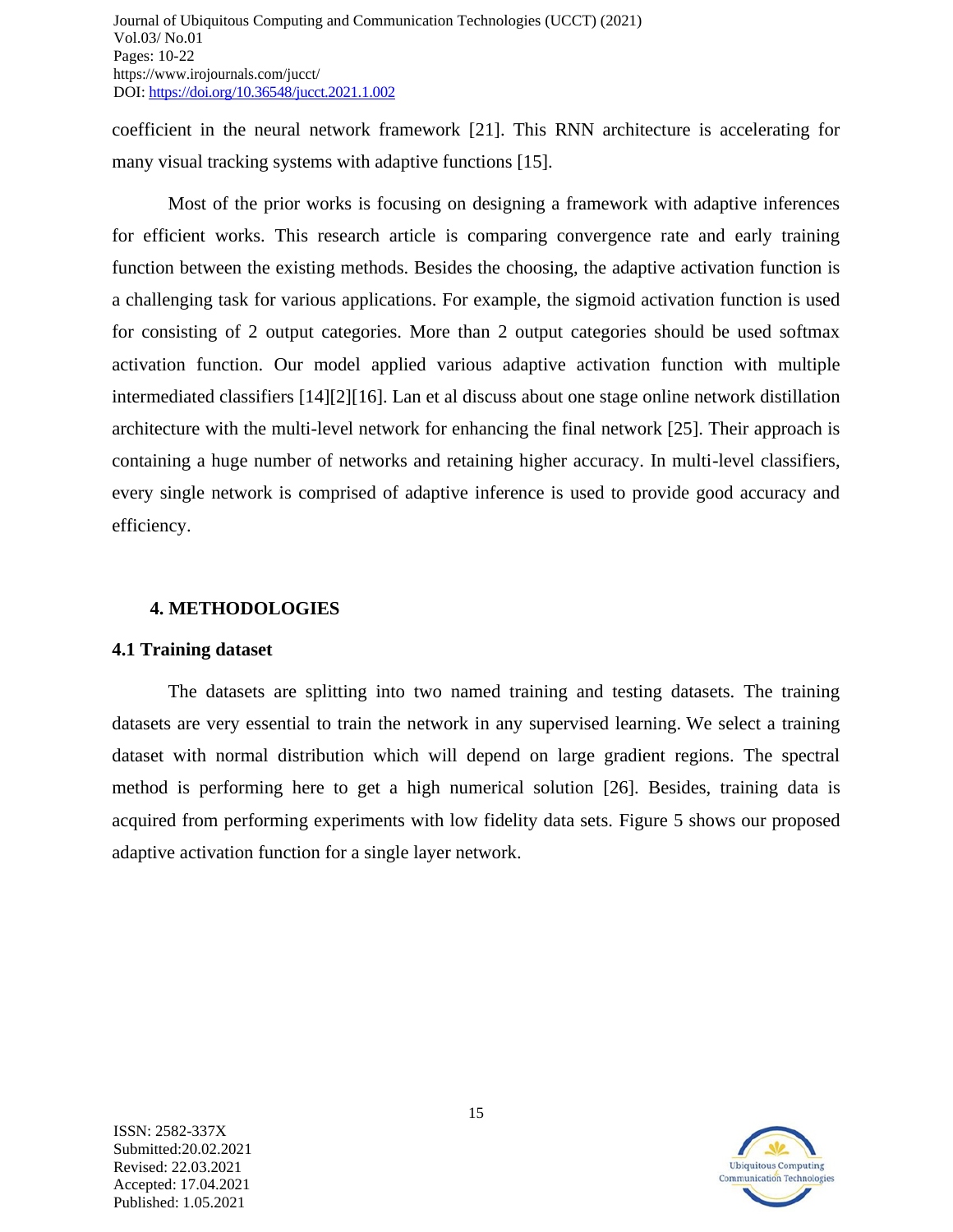coefficient in the neural network framework [21]. This RNN architecture is accelerating for many visual tracking systems with adaptive functions [15].

Most of the prior works is focusing on designing a framework with adaptive inferences for efficient works. This research article is comparing convergence rate and early training function between the existing methods. Besides the choosing, the adaptive activation function is a challenging task for various applications. For example, the sigmoid activation function is used for consisting of 2 output categories. More than 2 output categories should be used softmax activation function. Our model applied various adaptive activation function with multiple intermediated classifiers [14][2][16]. Lan et al discuss about one stage online network distillation architecture with the multi-level network for enhancing the final network [25]. Their approach is containing a huge number of networks and retaining higher accuracy. In multi-level classifiers, every single network is comprised of adaptive inference is used to provide good accuracy and efficiency.

## 4. METHODOLOGIES

### 4.1 Training dataset

The datasets are splitting into two named training and testing datasets. The training datasets are very essential to train the network in any supervised learning. We select a training dataset with normal distribution which will depend on large gradient regions. The spectral method is performing here to get a high numerical solution [26]. Besides, training data is acquired from performing experiments with low fidelity data sets. Figure 5 shows our proposed adaptive activation function for a single layer network.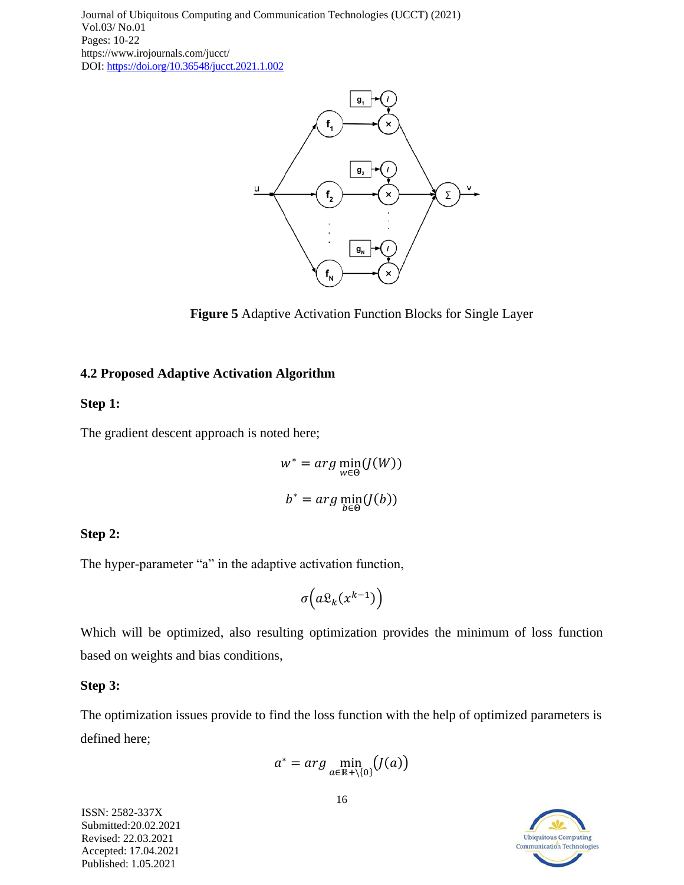**Figure 5** Adaptive Activation Function Blocks for Single Layer

### 4.2 Proposed Adaptive Activation Algorithm

**Step 1:**

The gradient descent approach is noted here;

$$w^* = arg \min_{w \in \Theta}(J(W))$$

$$b^* = arg \min_{b \in \Theta}(J(b))$$

**Step 2:**

The hyper-parameter "a" in the adaptive activation function,

$$\sigma\left(a\mathfrak{L}_k(x^{k-1})\right)$$

Which will be optimized, also resulting optimization provides the minimum of loss function based on weights and bias conditions,

**Step 3:**

The optimization issues provide to find the loss function with the help of optimized parameters is defined here;

$$a^* = arg \min_{a \in \mathbb{R}+\backslash\{0\}}\left(J(a)\right)$$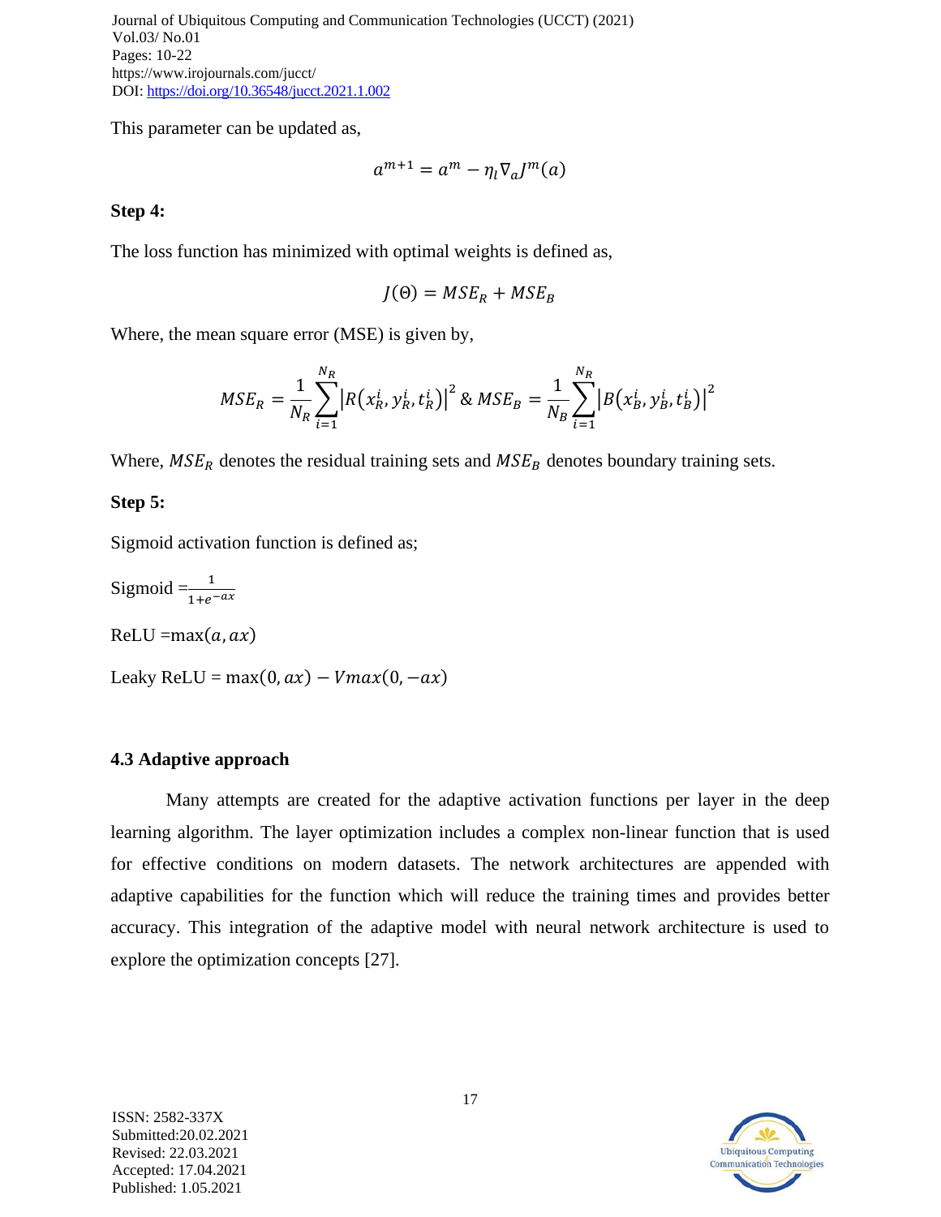This parameter can be updated as,

$$a^{m+1} = a^m - \eta_l \nabla_a J^m(a)$$

**Step 4:**

The loss function has minimized with optimal weights is defined as,

$$J(\Theta) = MSE_R + MSE_B$$

Where, the mean square error (MSE) is given by,

$$MSE_R = \frac{1}{N_R}\sum_{i=1}^{N_R}\left|R\left(x_R^i, y_R^i, t_R^i\right)\right|^2 \;\&\; MSE_B = \frac{1}{N_B}\sum_{i=1}^{N_R}\left|B\left(x_B^i, y_B^i, t_B^i\right)\right|^2$$

Where, $MSE_R$ denotes the residual training sets and $MSE_B$ denotes boundary training sets.

**Step 5:**

Sigmoid activation function is defined as;

Sigmoid $= \frac{1}{1+e^{-ax}}$

ReLU $= \max(a, ax)$

Leaky ReLU $= \max(0, ax) - V\max(0, -ax)$

### 4.3 Adaptive approach

Many attempts are created for the adaptive activation functions per layer in the deep learning algorithm. The layer optimization includes a complex non-linear function that is used for effective conditions on modern datasets. The network architectures are appended with adaptive capabilities for the function which will reduce the training times and provides better accuracy. This integration of the adaptive model with neural network architecture is used to explore the optimization concepts [27].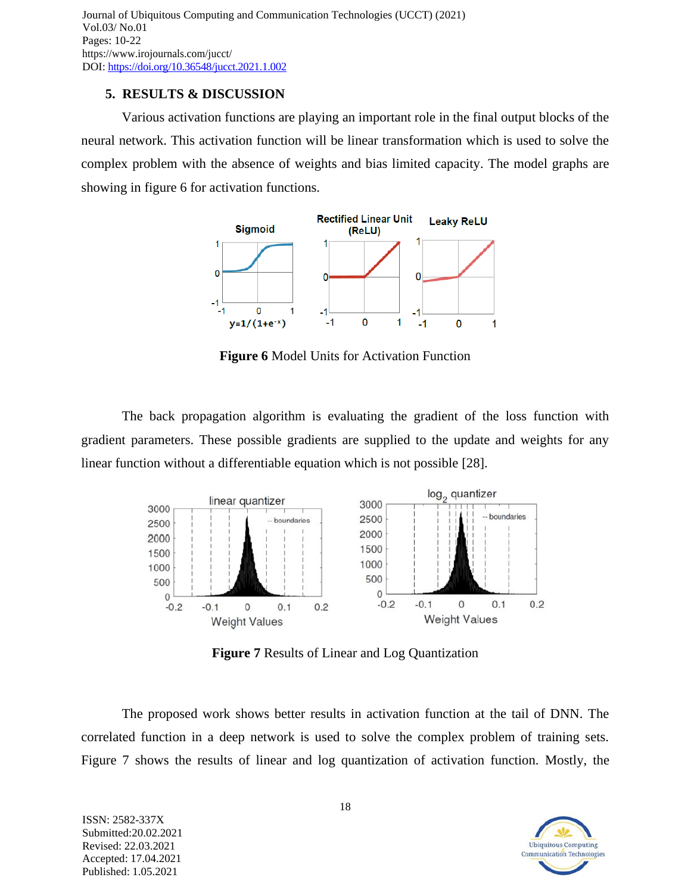## 5. RESULTS & DISCUSSION

Various activation functions are playing an important role in the final output blocks of the neural network. This activation function will be linear transformation which is used to solve the complex problem with the absence of weights and bias limited capacity. The model graphs are showing in figure 6 for activation functions.

**Figure 6** Model Units for Activation Function

The back propagation algorithm is evaluating the gradient of the loss function with gradient parameters. These possible gradients are supplied to the update and weights for any linear function without a differentiable equation which is not possible [28].

**Figure 7** Results of Linear and Log Quantization

The proposed work shows better results in activation function at the tail of DNN. The correlated function in a deep network is used to solve the complex problem of training sets. Figure 7 shows the results of linear and log quantization of activation function. Mostly, the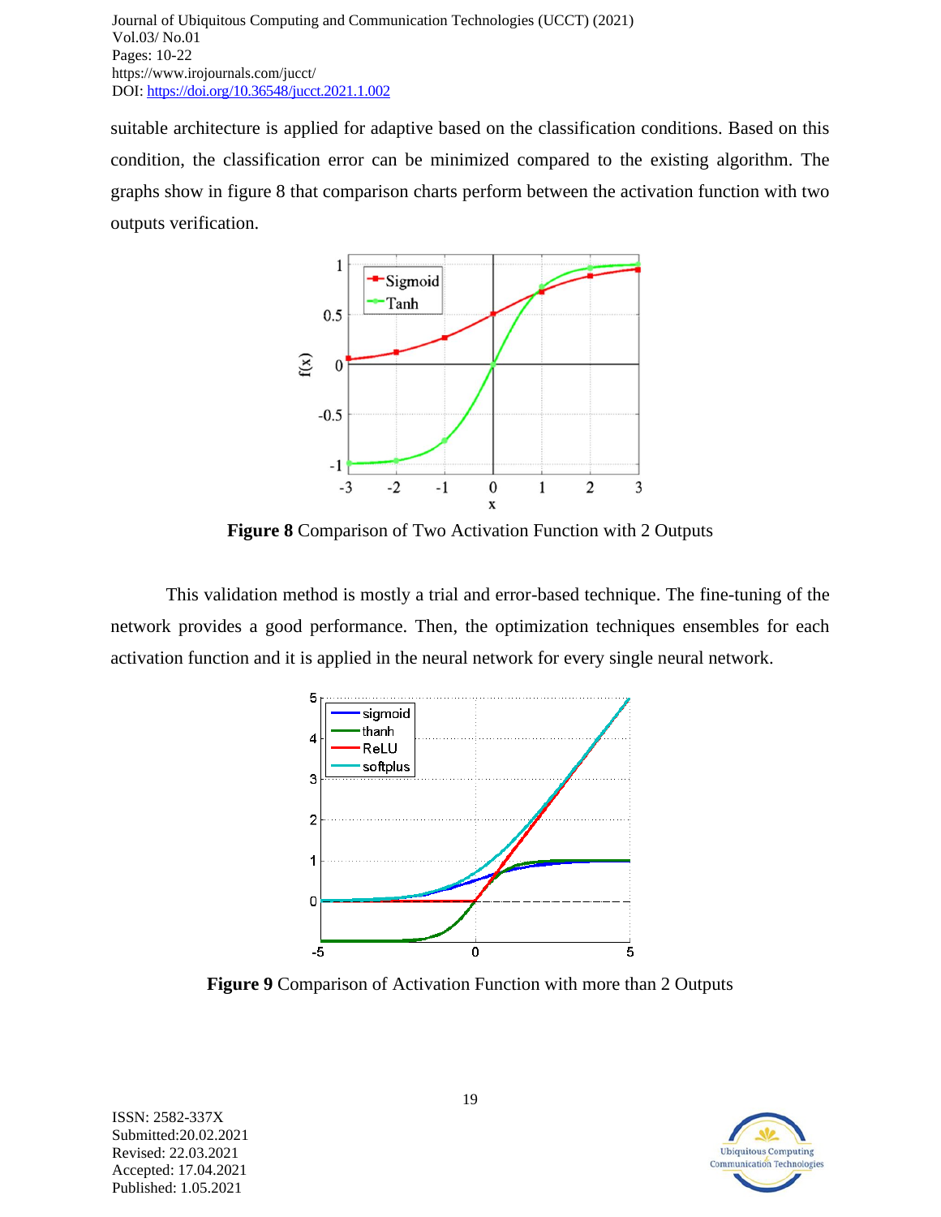suitable architecture is applied for adaptive based on the classification conditions. Based on this condition, the classification error can be minimized compared to the existing algorithm. The graphs show in figure 8 that comparison charts perform between the activation function with two outputs verification.

**Figure 8** Comparison of Two Activation Function with 2 Outputs

This validation method is mostly a trial and error-based technique. The fine-tuning of the network provides a good performance. Then, the optimization techniques ensembles for each activation function and it is applied in the neural network for every single neural network.

**Figure 9** Comparison of Activation Function with more than 2 Outputs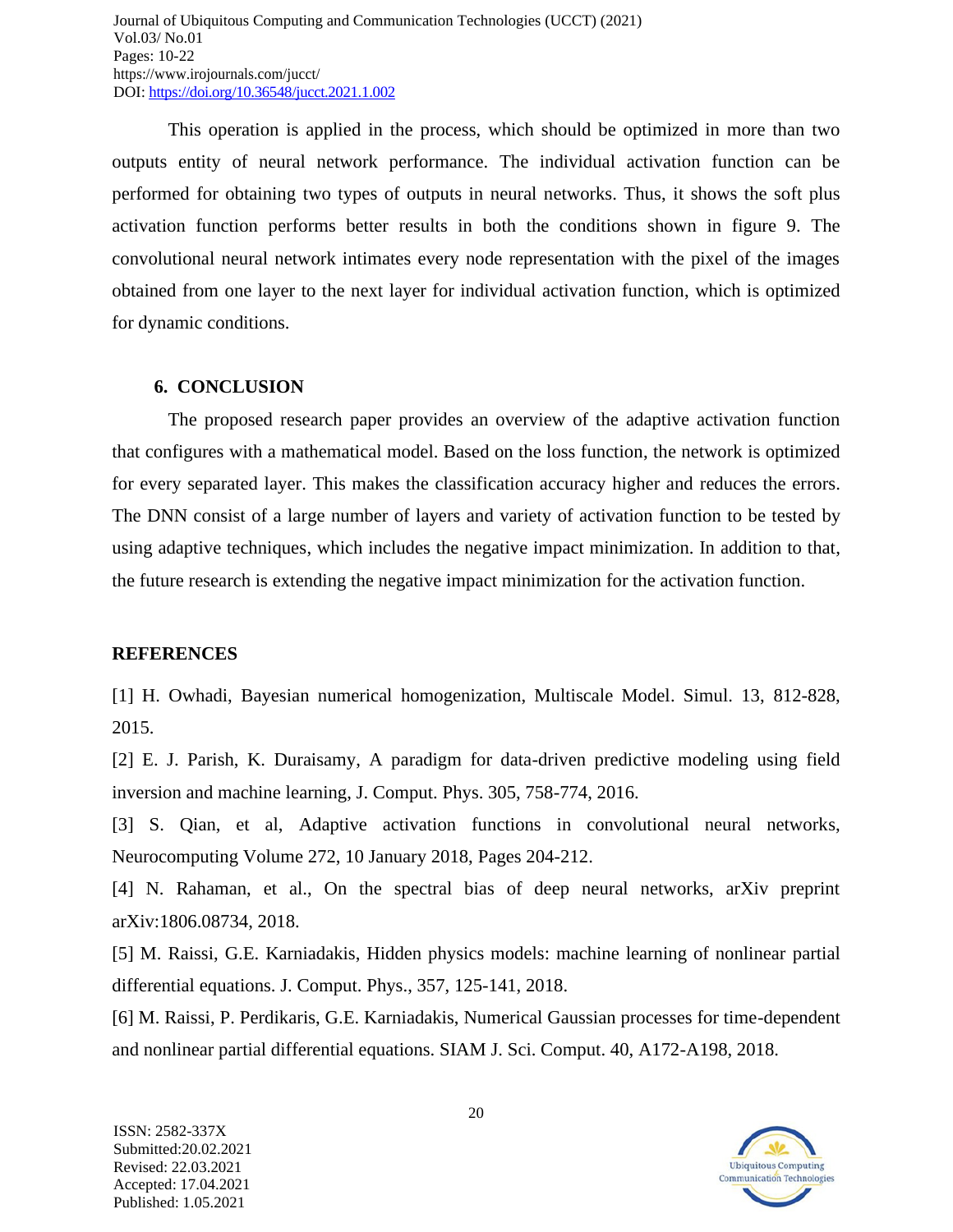This operation is applied in the process, which should be optimized in more than two outputs entity of neural network performance. The individual activation function can be performed for obtaining two types of outputs in neural networks. Thus, it shows the soft plus activation function performs better results in both the conditions shown in figure 9. The convolutional neural network intimates every node representation with the pixel of the images obtained from one layer to the next layer for individual activation function, which is optimized for dynamic conditions.

## 6. CONCLUSION

The proposed research paper provides an overview of the adaptive activation function that configures with a mathematical model. Based on the loss function, the network is optimized for every separated layer. This makes the classification accuracy higher and reduces the errors. The DNN consist of a large number of layers and variety of activation function to be tested by using adaptive techniques, which includes the negative impact minimization. In addition to that, the future research is extending the negative impact minimization for the activation function.

## REFERENCES

[1] H. Owhadi, Bayesian numerical homogenization, Multiscale Model. Simul. 13, 812-828, 2015.

[2] E. J. Parish, K. Duraisamy, A paradigm for data-driven predictive modeling using field inversion and machine learning, J. Comput. Phys. 305, 758-774, 2016.

[3] S. Qian, et al, Adaptive activation functions in convolutional neural networks, Neurocomputing Volume 272, 10 January 2018, Pages 204-212.

[4] N. Rahaman, et al., On the spectral bias of deep neural networks, arXiv preprint arXiv:1806.08734, 2018.

[5] M. Raissi, G.E. Karniadakis, Hidden physics models: machine learning of nonlinear partial differential equations. J. Comput. Phys., 357, 125-141, 2018.

[6] M. Raissi, P. Perdikaris, G.E. Karniadakis, Numerical Gaussian processes for time-dependent and nonlinear partial differential equations. SIAM J. Sci. Comput. 40, A172-A198, 2018.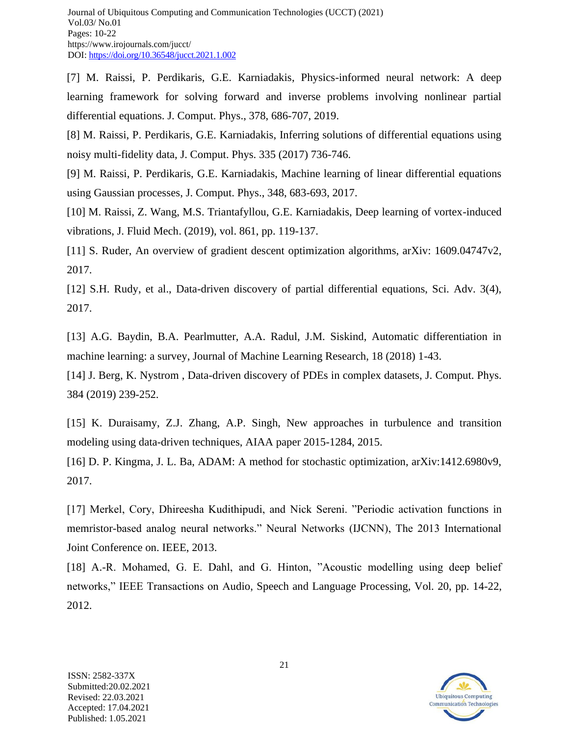[7] M. Raissi, P. Perdikaris, G.E. Karniadakis, Physics-informed neural network: A deep learning framework for solving forward and inverse problems involving nonlinear partial differential equations. J. Comput. Phys., 378, 686-707, 2019.

[8] M. Raissi, P. Perdikaris, G.E. Karniadakis, Inferring solutions of differential equations using noisy multi-fidelity data, J. Comput. Phys. 335 (2017) 736-746.

[9] M. Raissi, P. Perdikaris, G.E. Karniadakis, Machine learning of linear differential equations using Gaussian processes, J. Comput. Phys., 348, 683-693, 2017.

[10] M. Raissi, Z. Wang, M.S. Triantafyllou, G.E. Karniadakis, Deep learning of vortex-induced vibrations, J. Fluid Mech. (2019), vol. 861, pp. 119-137.

[11] S. Ruder, An overview of gradient descent optimization algorithms, arXiv: 1609.04747v2, 2017.

[12] S.H. Rudy, et al., Data-driven discovery of partial differential equations, Sci. Adv. 3(4), 2017.

[13] A.G. Baydin, B.A. Pearlmutter, A.A. Radul, J.M. Siskind, Automatic differentiation in machine learning: a survey, Journal of Machine Learning Research, 18 (2018) 1-43.

[14] J. Berg, K. Nystrom , Data-driven discovery of PDEs in complex datasets, J. Comput. Phys. 384 (2019) 239-252.

[15] K. Duraisamy, Z.J. Zhang, A.P. Singh, New approaches in turbulence and transition modeling using data-driven techniques, AIAA paper 2015-1284, 2015.

[16] D. P. Kingma, J. L. Ba, ADAM: A method for stochastic optimization, arXiv:1412.6980v9, 2017.

[17] Merkel, Cory, Dhireesha Kudithipudi, and Nick Sereni. "Periodic activation functions in memristor-based analog neural networks." Neural Networks (IJCNN), The 2013 International Joint Conference on. IEEE, 2013.

[18] A.-R. Mohamed, G. E. Dahl, and G. Hinton, "Acoustic modelling using deep belief networks," IEEE Transactions on Audio, Speech and Language Processing, Vol. 20, pp. 14-22, 2012.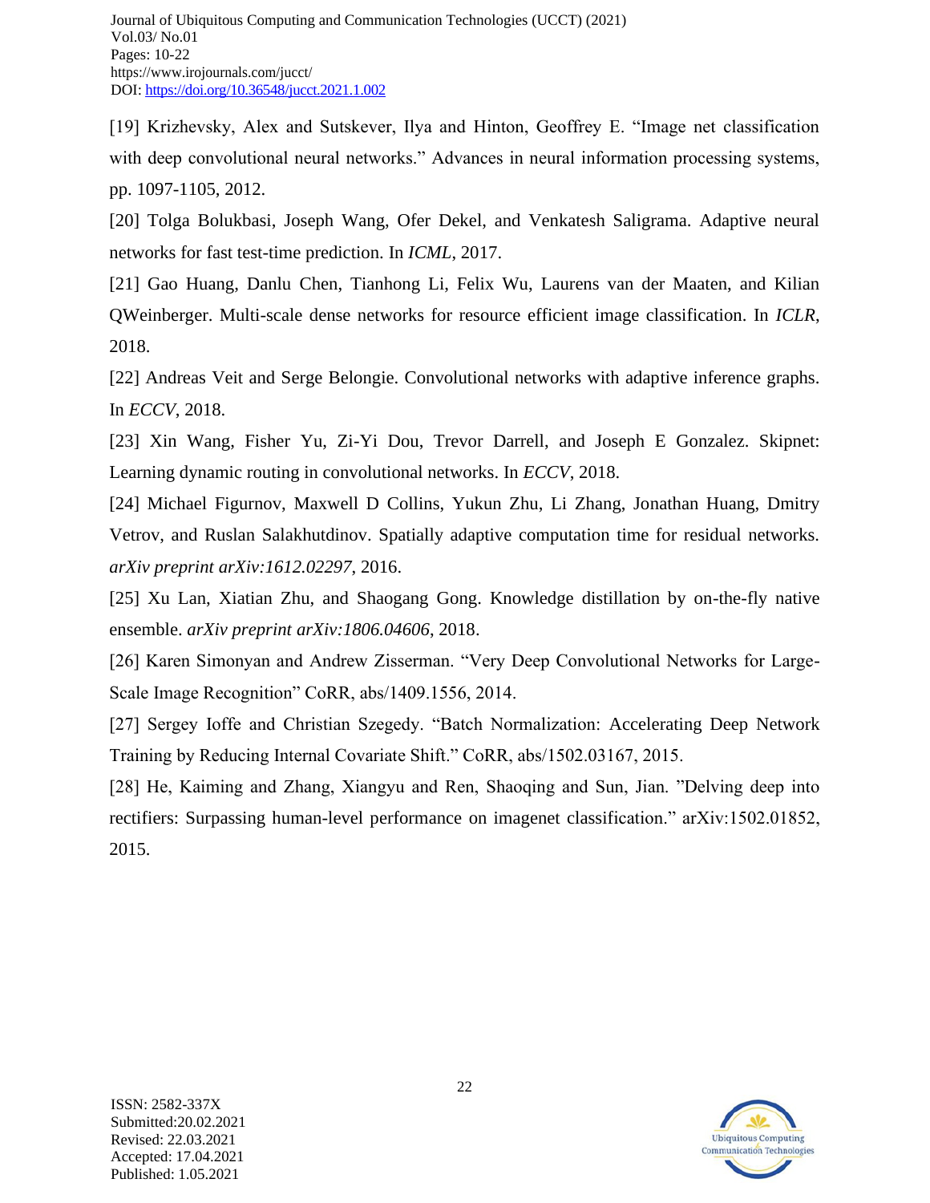[19] Krizhevsky, Alex and Sutskever, Ilya and Hinton, Geoffrey E. “Image net classification with deep convolutional neural networks.” Advances in neural information processing systems, pp. 1097-1105, 2012.

[20] Tolga Bolukbasi, Joseph Wang, Ofer Dekel, and Venkatesh Saligrama. Adaptive neural networks for fast test-time prediction. In *ICML*, 2017.

[21] Gao Huang, Danlu Chen, Tianhong Li, Felix Wu, Laurens van der Maaten, and Kilian QWeinberger. Multi-scale dense networks for resource efficient image classification. In *ICLR*, 2018.

[22] Andreas Veit and Serge Belongie. Convolutional networks with adaptive inference graphs. In *ECCV*, 2018.

[23] Xin Wang, Fisher Yu, Zi-Yi Dou, Trevor Darrell, and Joseph E Gonzalez. Skipnet: Learning dynamic routing in convolutional networks. In *ECCV*, 2018.

[24] Michael Figurnov, Maxwell D Collins, Yukun Zhu, Li Zhang, Jonathan Huang, Dmitry Vetrov, and Ruslan Salakhutdinov. Spatially adaptive computation time for residual networks. *arXiv preprint arXiv:1612.02297*, 2016.

[25] Xu Lan, Xiatian Zhu, and Shaogang Gong. Knowledge distillation by on-the-fly native ensemble. *arXiv preprint arXiv:1806.04606*, 2018.

[26] Karen Simonyan and Andrew Zisserman. “Very Deep Convolutional Networks for Large-Scale Image Recognition” CoRR, abs/1409.1556, 2014.

[27] Sergey Ioffe and Christian Szegedy. “Batch Normalization: Accelerating Deep Network Training by Reducing Internal Covariate Shift.” CoRR, abs/1502.03167, 2015.

[28] He, Kaiming and Zhang, Xiangyu and Ren, Shaoqing and Sun, Jian. ”Delving deep into rectifiers: Surpassing human-level performance on imagenet classification.” arXiv:1502.01852, 2015.